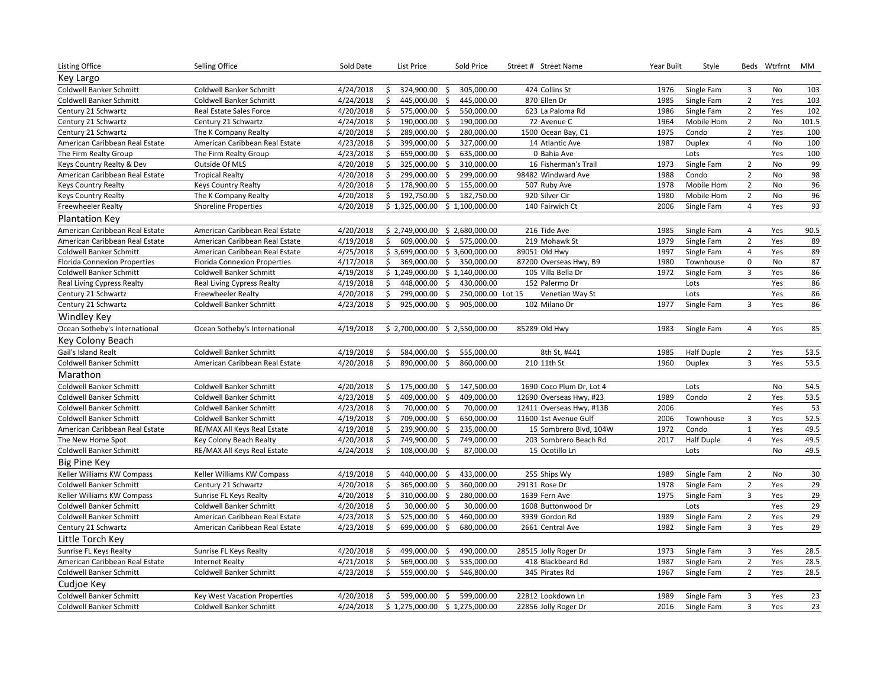| Listing Office | Selling Office | Sold Date | List Price | Sold Price | Street # | Street Name | Year Built | Style | Beds | Wtrfrnt | MM |
|---|---|---|---|---|---|---|---|---|---|---|---|
| **Key Largo** | | | | | | | | | | | |
| Coldwell Banker Schmitt | Coldwell Banker Schmitt | 4/24/2018 | $ 324,900.00 | $ 305,000.00 | 424 | Collins St | 1976 | Single Fam | 3 | No | 103 |
| Coldwell Banker Schmitt | Coldwell Banker Schmitt | 4/24/2018 | $ 445,000.00 | $ 445,000.00 | 870 | Ellen Dr | 1985 | Single Fam | 2 | Yes | 103 |
| Century 21 Schwartz | Real Estate Sales Force | 4/20/2018 | $ 575,000.00 | $ 550,000.00 | 623 | La Paloma Rd | 1986 | Single Fam | 2 | Yes | 102 |
| Century 21 Schwartz | Century 21 Schwartz | 4/24/2018 | $ 190,000.00 | $ 190,000.00 | 72 | Avenue C | 1964 | Mobile Hom | 2 | No | 101.5 |
| Century 21 Schwartz | The K Company Realty | 4/20/2018 | $ 289,000.00 | $ 280,000.00 | 1500 | Ocean Bay, C1 | 1975 | Condo | 2 | Yes | 100 |
| American Caribbean Real Estate | American Caribbean Real Estate | 4/23/2018 | $ 399,000.00 | $ 327,000.00 | 14 | Atlantic Ave | 1987 | Duplex | 4 | No | 100 |
| The Firm Realty Group | The Firm Realty Group | 4/23/2018 | $ 659,000.00 | $ 635,000.00 | 0 | Bahia Ave | | Lots | | Yes | 100 |
| Keys Country Realty & Dev | Outside Of MLS | 4/20/2018 | $ 325,000.00 | $ 310,000.00 | 16 | Fisherman's Trail | 1973 | Single Fam | 2 | No | 99 |
| American Caribbean Real Estate | Tropical Realty | 4/20/2018 | $ 299,000.00 | $ 299,000.00 | 98482 | Windward Ave | 1988 | Condo | 2 | No | 98 |
| Keys Country Realty | Keys Country Realty | 4/20/2018 | $ 178,900.00 | $ 155,000.00 | 507 | Ruby Ave | 1978 | Mobile Hom | 2 | No | 96 |
| Keys Country Realty | The K Company Realty | 4/20/2018 | $ 192,750.00 | $ 182,750.00 | 920 | Silver Cir | 1980 | Mobile Hom | 2 | No | 96 |
| Freewheeler Realty | Shoreline Properties | 4/20/2018 | $ 1,325,000.00 | $ 1,100,000.00 | 140 | Fairwich Ct | 2006 | Single Fam | 4 | Yes | 93 |
| **Plantation Key** | | | | | | | | | | | |
| American Caribbean Real Estate | American Caribbean Real Estate | 4/20/2018 | $ 2,749,000.00 | $ 2,680,000.00 | 216 | Tide Ave | 1985 | Single Fam | 4 | Yes | 90.5 |
| American Caribbean Real Estate | American Caribbean Real Estate | 4/19/2018 | $ 609,000.00 | $ 575,000.00 | 219 | Mohawk St | 1979 | Single Fam | 2 | Yes | 89 |
| Coldwell Banker Schmitt | American Caribbean Real Estate | 4/25/2018 | $ 3,699,000.00 | $ 3,600,000.00 | 89051 | Old Hwy | 1997 | Single Fam | 4 | Yes | 89 |
| Florida Connexion Properties | Florida Connexion Properties | 4/17/2018 | $ 369,000.00 | $ 350,000.00 | 87200 | Overseas Hwy, B9 | 1980 | Townhouse | 0 | No | 87 |
| Coldwell Banker Schmitt | Coldwell Banker Schmitt | 4/19/2018 | $ 1,249,000.00 | $ 1,140,000.00 | 105 | Villa Bella Dr | 1972 | Single Fam | 3 | Yes | 86 |
| Real Living Cypress Realty | Real Living Cypress Realty | 4/19/2018 | $ 448,000.00 | $ 430,000.00 | 152 | Palermo Dr | | Lots | | Yes | 86 |
| Century 21 Schwartz | Freewheeler Realty | 4/20/2018 | $ 299,000.00 | $ 250,000.00 | Lot 15 | Venetian Way St | | Lots | | Yes | 86 |
| Century 21 Schwartz | Coldwell Banker Schmitt | 4/23/2018 | $ 925,000.00 | $ 905,000.00 | 102 | Milano Dr | 1977 | Single Fam | 3 | Yes | 86 |
| **Windley Key** | | | | | | | | | | | |
| Ocean Sotheby's International | Ocean Sotheby's International | 4/19/2018 | $ 2,700,000.00 | $ 2,550,000.00 | 85289 | Old Hwy | 1983 | Single Fam | 4 | Yes | 85 |
| **Key Colony Beach** | | | | | | | | | | | |
| Gail's Island Realt | Coldwell Banker Schmitt | 4/19/2018 | $ 584,000.00 | $ 555,000.00 | | 8th St, #441 | 1985 | Half Duple | 2 | Yes | 53.5 |
| Coldwell Banker Schmitt | American Caribbean Real Estate | 4/20/2018 | $ 890,000.00 | $ 860,000.00 | 210 | 11th St | 1960 | Duplex | 3 | Yes | 53.5 |
| **Marathon** | | | | | | | | | | | |
| Coldwell Banker Schmitt | Coldwell Banker Schmitt | 4/20/2018 | $ 175,000.00 | $ 147,500.00 | 1690 | Coco Plum Dr, Lot 4 | | Lots | | No | 54.5 |
| Coldwell Banker Schmitt | Coldwell Banker Schmitt | 4/23/2018 | $ 409,000.00 | $ 409,000.00 | 12690 | Overseas Hwy, #23 | 1989 | Condo | 2 | Yes | 53.5 |
| Coldwell Banker Schmitt | Coldwell Banker Schmitt | 4/23/2018 | $ 70,000.00 | $ 70,000.00 | 12411 | Overseas Hwy, #13B | 2006 | | | Yes | 53 |
| Coldwell Banker Schmitt | Coldwell Banker Schmitt | 4/19/2018 | $ 709,000.00 | $ 650,000.00 | 11600 | 1st Avenue Gulf | 2006 | Townhouse | 3 | Yes | 52.5 |
| American Caribbean Real Estate | RE/MAX All Keys Real Estate | 4/19/2018 | $ 239,900.00 | $ 235,000.00 | 15 | Sombrero Blvd, 104W | 1972 | Condo | 1 | Yes | 49.5 |
| The New Home Spot | Key Colony Beach Realty | 4/20/2018 | $ 749,900.00 | $ 749,000.00 | 203 | Sombrero Beach Rd | 2017 | Half Duple | 4 | Yes | 49.5 |
| Coldwell Banker Schmitt | RE/MAX All Keys Real Estate | 4/24/2018 | $ 108,000.00 | $ 87,000.00 | 15 | Ocotillo Ln | | Lots | | No | 49.5 |
| **Big Pine Key** | | | | | | | | | | | |
| Keller Williams KW Compass | Keller Williams KW Compass | 4/19/2018 | $ 440,000.00 | $ 433,000.00 | 255 | Ships Wy | 1989 | Single Fam | 2 | No | 30 |
| Coldwell Banker Schmitt | Century 21 Schwartz | 4/20/2018 | $ 365,000.00 | $ 360,000.00 | 29131 | Rose Dr | 1978 | Single Fam | 2 | Yes | 29 |
| Keller Williams KW Compass | Sunrise FL Keys Realty | 4/20/2018 | $ 310,000.00 | $ 280,000.00 | 1639 | Fern Ave | 1975 | Single Fam | 3 | Yes | 29 |
| Coldwell Banker Schmitt | Coldwell Banker Schmitt | 4/20/2018 | $ 30,000.00 | $ 30,000.00 | 1608 | Buttonwood Dr | | Lots | | Yes | 29 |
| Coldwell Banker Schmitt | American Caribbean Real Estate | 4/23/2018 | $ 525,000.00 | $ 460,000.00 | 3939 | Gordon Rd | 1989 | Single Fam | 2 | Yes | 29 |
| Century 21 Schwartz | American Caribbean Real Estate | 4/23/2018 | $ 699,000.00 | $ 680,000.00 | 2661 | Central Ave | 1982 | Single Fam | 3 | Yes | 29 |
| **Little Torch Key** | | | | | | | | | | | |
| Sunrise FL Keys Realty | Sunrise FL Keys Realty | 4/20/2018 | $ 499,000.00 | $ 490,000.00 | 28515 | Jolly Roger Dr | 1973 | Single Fam | 3 | Yes | 28.5 |
| American Caribbean Real Estate | Internet Realty | 4/21/2018 | $ 569,000.00 | $ 535,000.00 | 418 | Blackbeard Rd | 1987 | Single Fam | 2 | Yes | 28.5 |
| Coldwell Banker Schmitt | Coldwell Banker Schmitt | 4/23/2018 | $ 559,000.00 | $ 546,800.00 | 345 | Pirates Rd | 1967 | Single Fam | 2 | Yes | 28.5 |
| **Cudjoe Key** | | | | | | | | | | | |
| Coldwell Banker Schmitt | Key West Vacation Properties | 4/20/2018 | $ 599,000.00 | $ 599,000.00 | 22812 | Lookdown Ln | 1989 | Single Fam | 3 | Yes | 23 |
| Coldwell Banker Schmitt | Coldwell Banker Schmitt | 4/24/2018 | $ 1,275,000.00 | $ 1,275,000.00 | 22856 | Jolly Roger Dr | 2016 | Single Fam | 3 | Yes | 23 |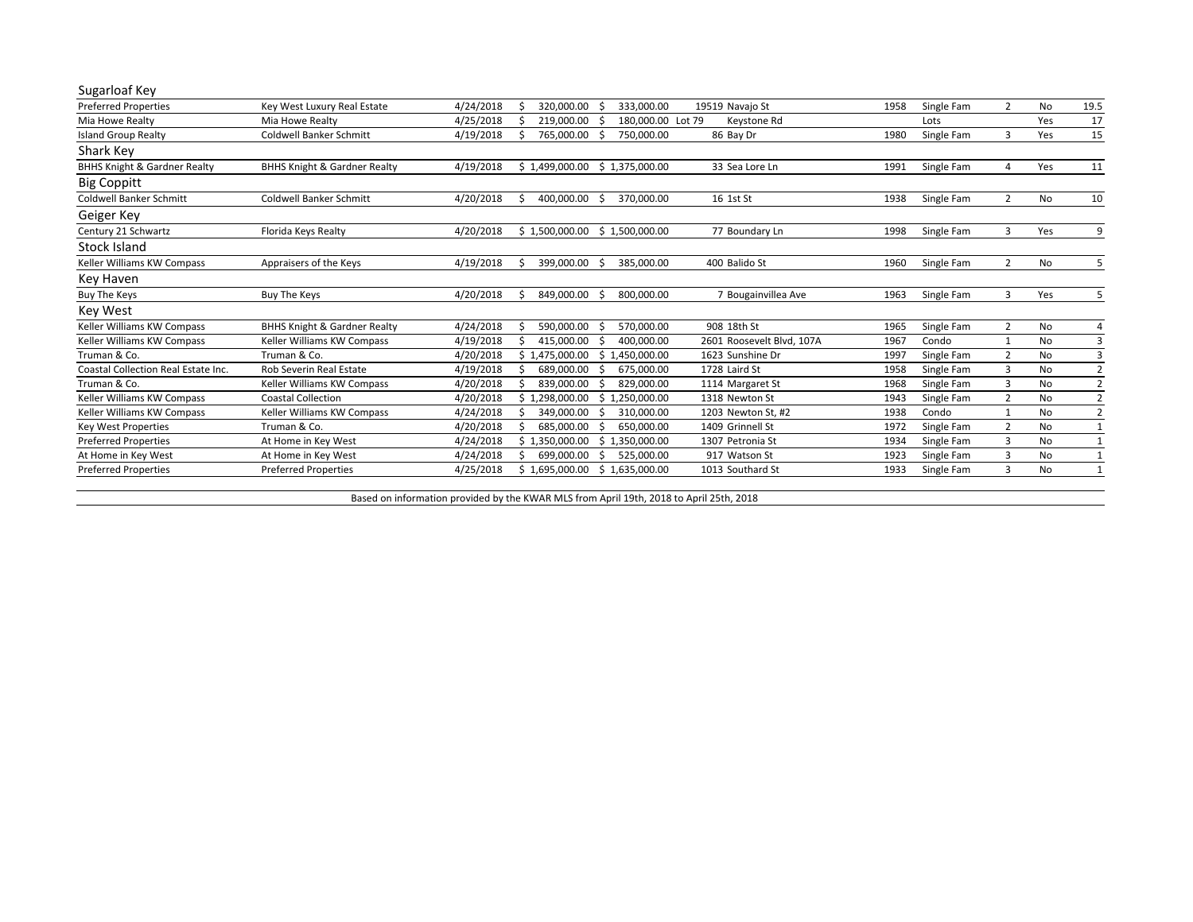| | | | | | | | | | | |
|---|---|---|---|---|---|---|---|---|---|---|
| **Sugarloaf Key** | | | | | | | | | | |
| Preferred Properties | Key West Luxury Real Estate | 4/24/2018 | $ 320,000.00 | $ 333,000.00 | 19519 Navajo St | 1958 | Single Fam | 2 | No | 19.5 |
| Mia Howe Realty | Mia Howe Realty | 4/25/2018 | $ 219,000.00 | $ 180,000.00 | Lot 79 Keystone Rd | | Lots | | Yes | 17 |
| Island Group Realty | Coldwell Banker Schmitt | 4/19/2018 | $ 765,000.00 | $ 750,000.00 | 86 Bay Dr | 1980 | Single Fam | 3 | Yes | 15 |
| **Shark Key** | | | | | | | | | | |
| BHHS Knight & Gardner Realty | BHHS Knight & Gardner Realty | 4/19/2018 | $ 1,499,000.00 | $ 1,375,000.00 | 33 Sea Lore Ln | 1991 | Single Fam | 4 | Yes | 11 |
| **Big Coppitt** | | | | | | | | | | |
| Coldwell Banker Schmitt | Coldwell Banker Schmitt | 4/20/2018 | $ 400,000.00 | $ 370,000.00 | 16 1st St | 1938 | Single Fam | 2 | No | 10 |
| **Geiger Key** | | | | | | | | | | |
| Century 21 Schwartz | Florida Keys Realty | 4/20/2018 | $ 1,500,000.00 | $ 1,500,000.00 | 77 Boundary Ln | 1998 | Single Fam | 3 | Yes | 9 |
| **Stock Island** | | | | | | | | | | |
| Keller Williams KW Compass | Appraisers of the Keys | 4/19/2018 | $ 399,000.00 | $ 385,000.00 | 400 Balido St | 1960 | Single Fam | 2 | No | 5 |
| **Key Haven** | | | | | | | | | | |
| Buy The Keys | Buy The Keys | 4/20/2018 | $ 849,000.00 | $ 800,000.00 | 7 Bougainvillea Ave | 1963 | Single Fam | 3 | Yes | 5 |
| **Key West** | | | | | | | | | | |
| Keller Williams KW Compass | BHHS Knight & Gardner Realty | 4/24/2018 | $ 590,000.00 | $ 570,000.00 | 908 18th St | 1965 | Single Fam | 2 | No | 4 |
| Keller Williams KW Compass | Keller Williams KW Compass | 4/19/2018 | $ 415,000.00 | $ 400,000.00 | 2601 Roosevelt Blvd, 107A | 1967 | Condo | 1 | No | 3 |
| Truman & Co. | Truman & Co. | 4/20/2018 | $ 1,475,000.00 | $ 1,450,000.00 | 1623 Sunshine Dr | 1997 | Single Fam | 2 | No | 3 |
| Coastal Collection Real Estate Inc. | Rob Severin Real Estate | 4/19/2018 | $ 689,000.00 | $ 675,000.00 | 1728 Laird St | 1958 | Single Fam | 3 | No | 2 |
| Truman & Co. | Keller Williams KW Compass | 4/20/2018 | $ 839,000.00 | $ 829,000.00 | 1114 Margaret St | 1968 | Single Fam | 3 | No | 2 |
| Keller Williams KW Compass | Coastal Collection | 4/20/2018 | $ 1,298,000.00 | $ 1,250,000.00 | 1318 Newton St | 1943 | Single Fam | 2 | No | 2 |
| Keller Williams KW Compass | Keller Williams KW Compass | 4/24/2018 | $ 349,000.00 | $ 310,000.00 | 1203 Newton St, #2 | 1938 | Condo | 1 | No | 2 |
| Key West Properties | Truman & Co. | 4/20/2018 | $ 685,000.00 | $ 650,000.00 | 1409 Grinnell St | 1972 | Single Fam | 2 | No | 1 |
| Preferred Properties | At Home in Key West | 4/24/2018 | $ 1,350,000.00 | $ 1,350,000.00 | 1307 Petronia St | 1934 | Single Fam | 3 | No | 1 |
| At Home in Key West | At Home in Key West | 4/24/2018 | $ 699,000.00 | $ 525,000.00 | 917 Watson St | 1923 | Single Fam | 3 | No | 1 |
| Preferred Properties | Preferred Properties | 4/25/2018 | $ 1,695,000.00 | $ 1,635,000.00 | 1013 Southard St | 1933 | Single Fam | 3 | No | 1 |

Based on information provided by the KWAR MLS from April 19th, 2018 to April 25th, 2018